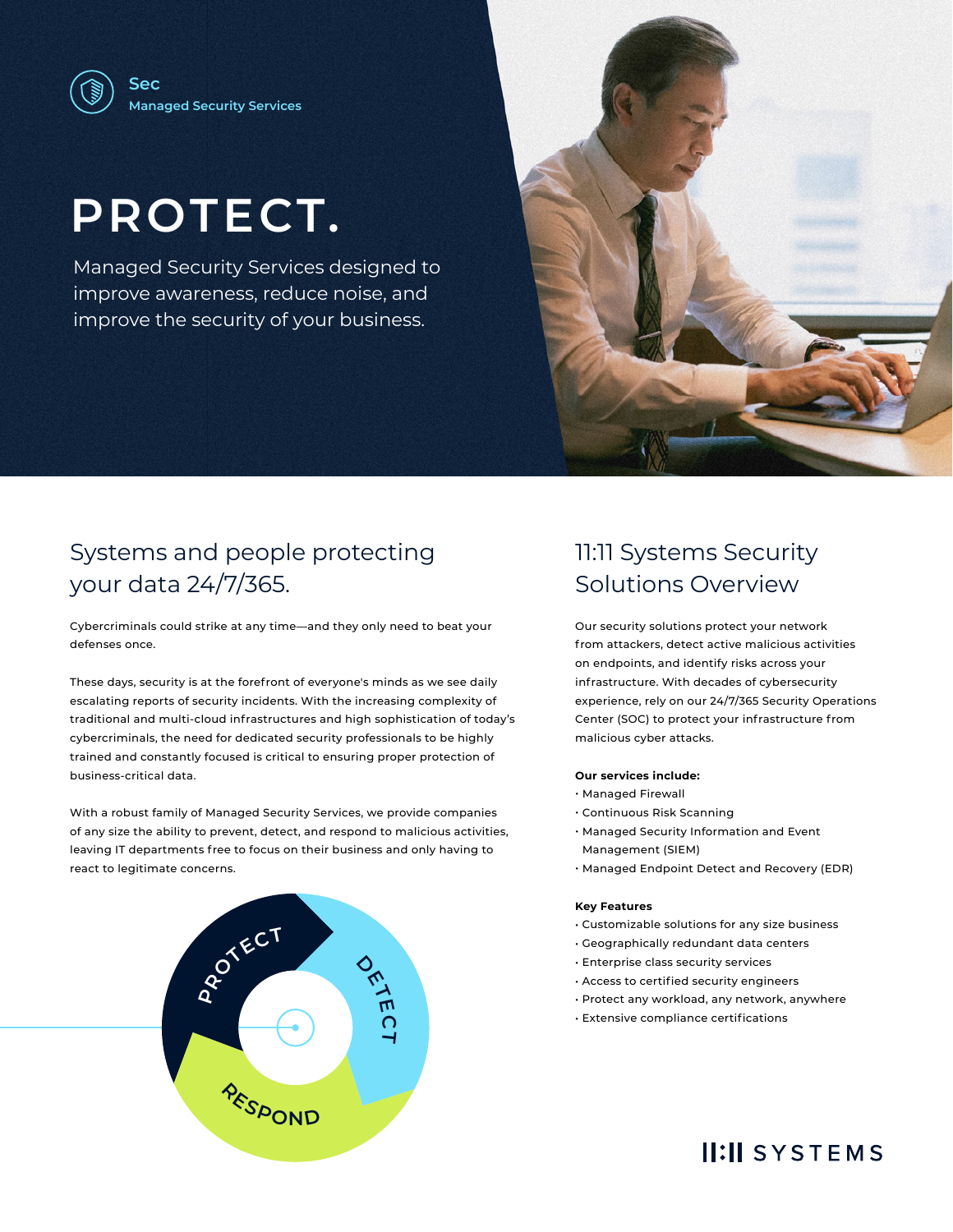Sec

Managed Security Services

# PROTECT.

Managed Security Services designed to improve awareness, reduce noise, and improve the security of your business.

## Systems and people protecting your data 24/7/365.

Cybercriminals could strike at any time—and they only need to beat your defenses once.

These days, security is at the forefront of everyone's minds as we see daily escalating reports of security incidents. With the increasing complexity of traditional and multi-cloud infrastructures and high sophistication of today's cybercriminals, the need for dedicated security professionals to be highly trained and constantly focused is critical to ensuring proper protection of business-critical data.

With a robust family of Managed Security Services, we provide companies of any size the ability to prevent, detect, and respond to malicious activities, leaving IT departments free to focus on their business and only having to react to legitimate concerns.

PROTECT

DETECT

RESPOND

## 11:11 Systems Security Solutions Overview

Our security solutions protect your network from attackers, detect active malicious activities on endpoints, and identify risks across your infrastructure. With decades of cybersecurity experience, rely on our 24/7/365 Security Operations Center (SOC) to protect your infrastructure from malicious cyber attacks.

**Our services include:**

- Managed Firewall
- Continuous Risk Scanning
- Managed Security Information and Event Management (SIEM)
- Managed Endpoint Detect and Recovery (EDR)

**Key Features**

- Customizable solutions for any size business
- Geographically redundant data centers
- Enterprise class security services
- Access to certified security engineers
- Protect any workload, any network, anywhere
- Extensive compliance certifications

11:11 SYSTEMS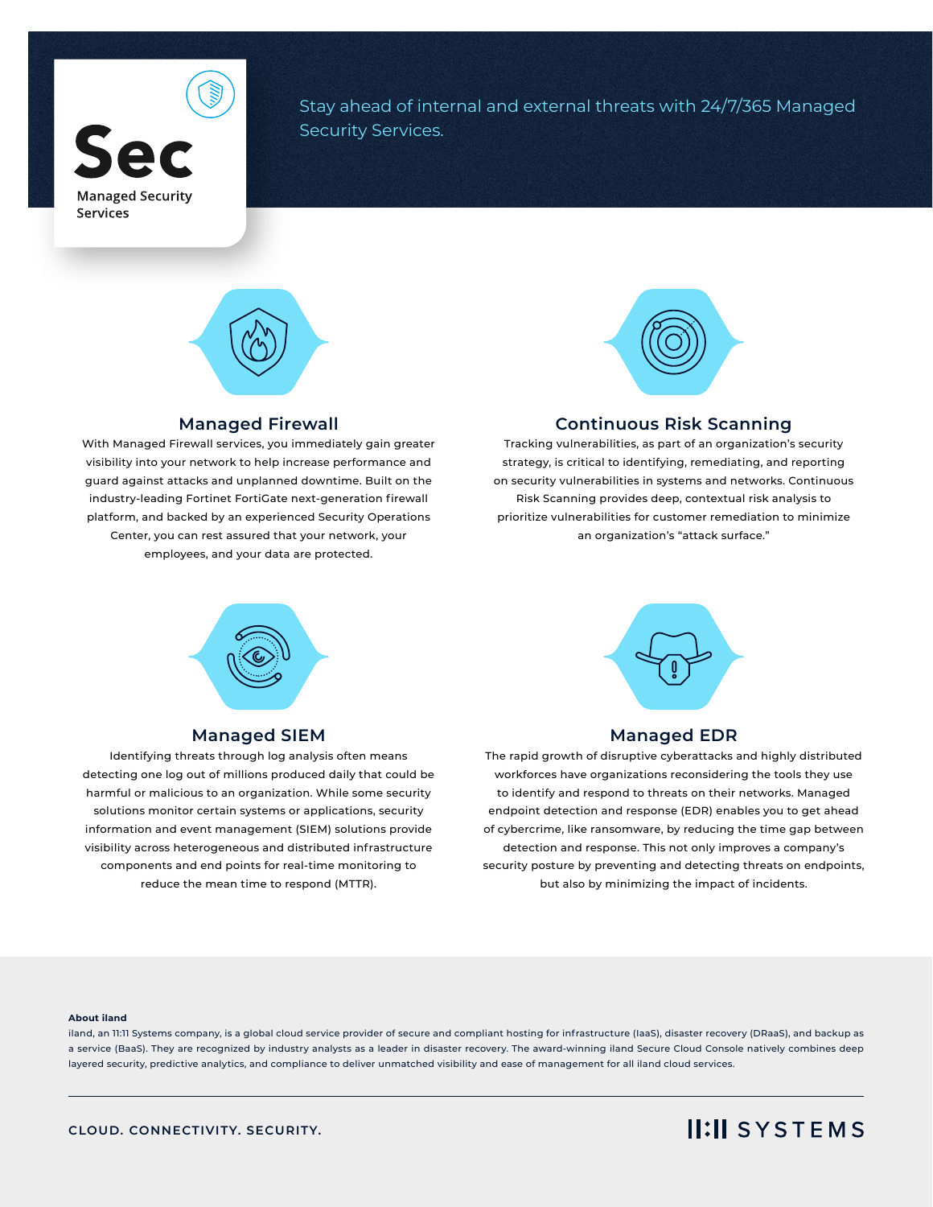# Sec

Managed Security Services

Stay ahead of internal and external threats with 24/7/365 Managed Security Services.

## Managed Firewall

With Managed Firewall services, you immediately gain greater visibility into your network to help increase performance and guard against attacks and unplanned downtime. Built on the industry-leading Fortinet FortiGate next-generation firewall platform, and backed by an experienced Security Operations Center, you can rest assured that your network, your employees, and your data are protected.

## Continuous Risk Scanning

Tracking vulnerabilities, as part of an organization's security strategy, is critical to identifying, remediating, and reporting on security vulnerabilities in systems and networks. Continuous Risk Scanning provides deep, contextual risk analysis to prioritize vulnerabilities for customer remediation to minimize an organization's "attack surface."

## Managed SIEM

Identifying threats through log analysis often means detecting one log out of millions produced daily that could be harmful or malicious to an organization. While some security solutions monitor certain systems or applications, security information and event management (SIEM) solutions provide visibility across heterogeneous and distributed infrastructure components and end points for real-time monitoring to reduce the mean time to respond (MTTR).

## Managed EDR

The rapid growth of disruptive cyberattacks and highly distributed workforces have organizations reconsidering the tools they use to identify and respond to threats on their networks. Managed endpoint detection and response (EDR) enables you to get ahead of cybercrime, like ransomware, by reducing the time gap between detection and response. This not only improves a company's security posture by preventing and detecting threats on endpoints, but also by minimizing the impact of incidents.

**About iland**

iland, an 11:11 Systems company, is a global cloud service provider of secure and compliant hosting for infrastructure (IaaS), disaster recovery (DRaaS), and backup as a service (BaaS). They are recognized by industry analysts as a leader in disaster recovery. The award-winning iland Secure Cloud Console natively combines deep layered security, predictive analytics, and compliance to deliver unmatched visibility and ease of management for all iland cloud services.

CLOUD. CONNECTIVITY. SECURITY.

11:11 SYSTEMS